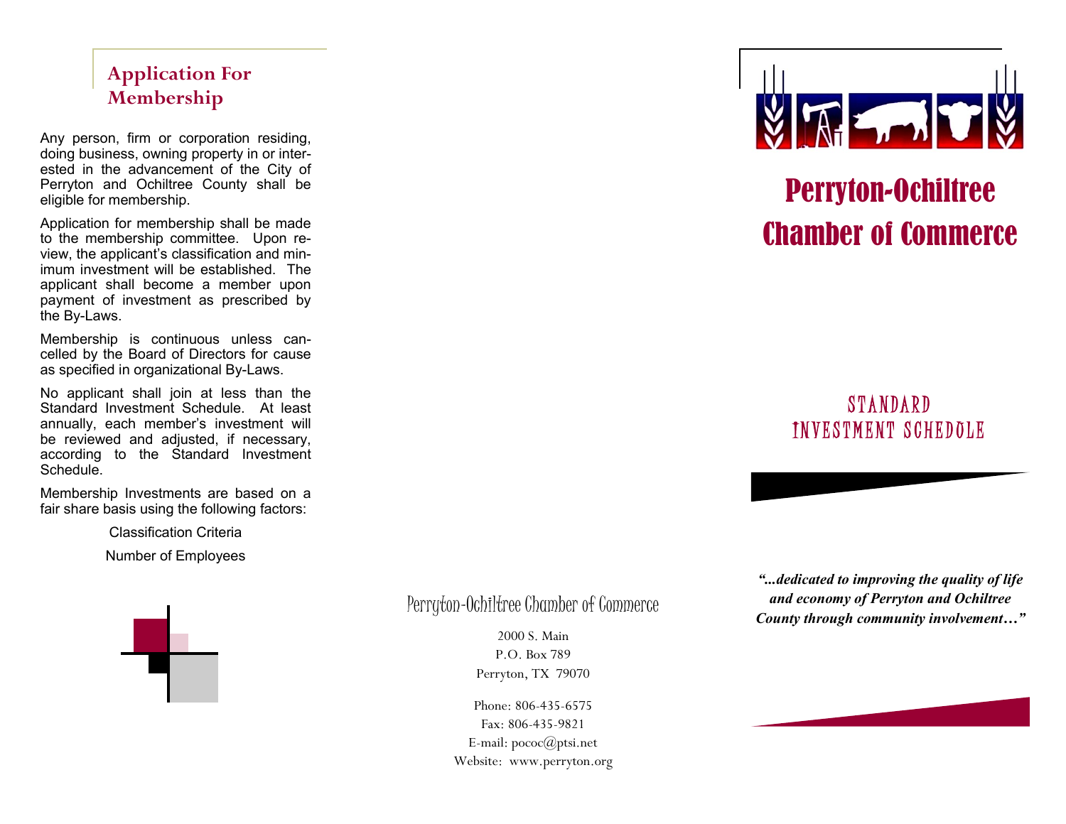## Application For Membership

Any person, firm or corporation residing, doing business, owning property in or interested in the advancement of the City of Perryton and Ochiltree County shall be eligible for membership.

Application for membership shall be made to the membership committee. Upon review, the applicant's classification and minimum investment will be established. The applicant shall become a member upon payment of investment as prescribed by the By-Laws.

Membership is continuous unless cancelled by the Board of Directors for cause as specified in organizational By-Laws.

No applicant shall join at less than the Standard Investment Schedule. At least annually, each member's investment will be reviewed and adjusted, if necessary, according to the Standard Investment Schedule.

Membership Investments are based on a fair share basis using the following factors:

Classification Criteria

Number of Employees

Perryton-Ochiltree Chamber of Commerce

2000 S. Main
P.O. Box 789
Perryton, TX 79070

Phone: 806-435-6575
Fax: 806-435-9821
E-mail: pococ@ptsi.net
Website: www.perryton.org

# Perryton-Ochiltree Chamber of Commerce

## STANDARD INVESTMENT SCHEDULE

***"...dedicated to improving the quality of life and economy of Perryton and Ochiltree County through community involvement…"***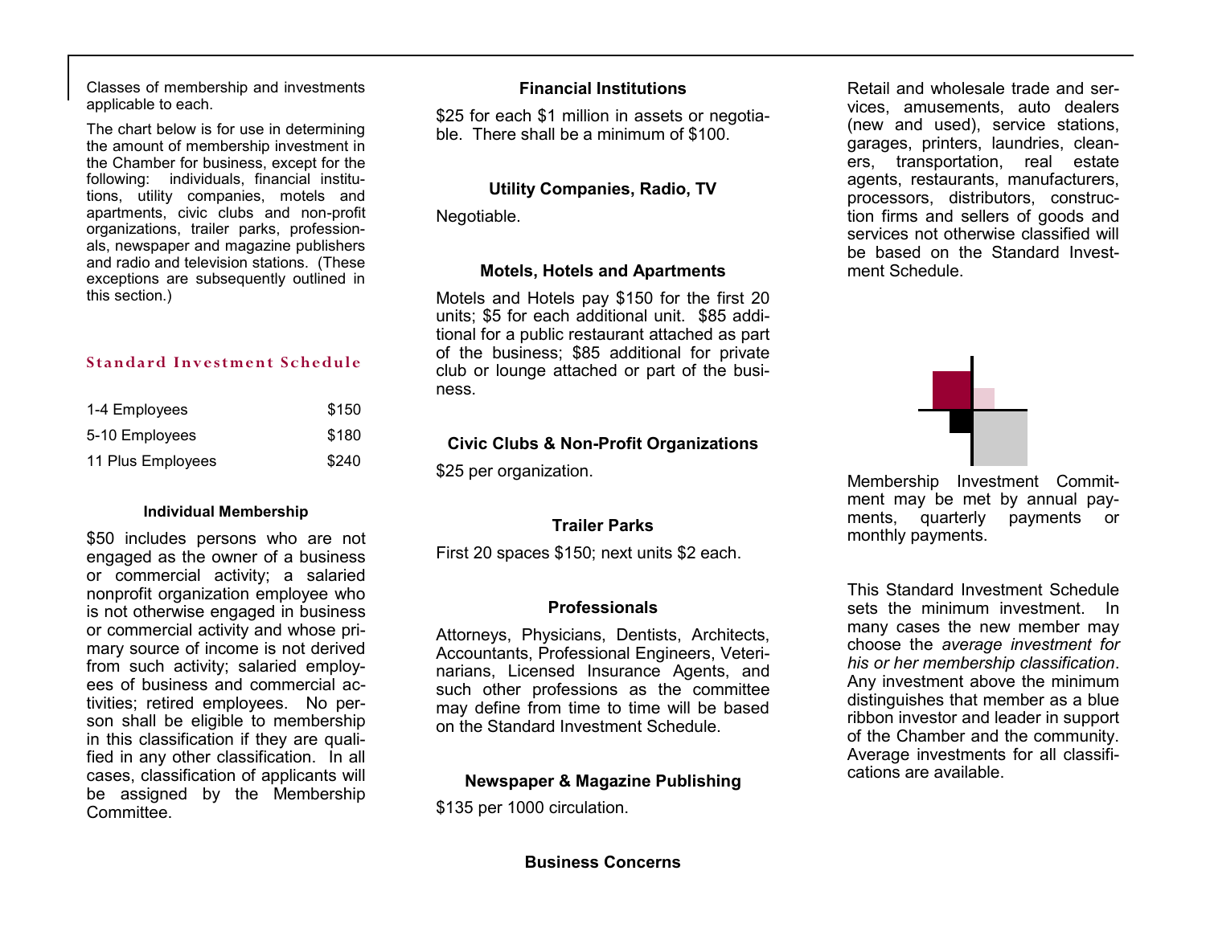Classes of membership and investments applicable to each.

The chart below is for use in determining the amount of membership investment in the Chamber for business, except for the following: individuals, financial institutions, utility companies, motels and apartments, civic clubs and non-profit organizations, trailer parks, professionals, newspaper and magazine publishers and radio and television stations. (These exceptions are subsequently outlined in this section.)

## Standard Investment Schedule

| | |
|---|---|
| 1-4 Employees | $150 |
| 5-10 Employees | $180 |
| 11 Plus Employees | $240 |

### Individual Membership

$50 includes persons who are not engaged as the owner of a business or commercial activity; a salaried nonprofit organization employee who is not otherwise engaged in business or commercial activity and whose primary source of income is not derived from such activity; salaried employees of business and commercial activities; retired employees. No person shall be eligible to membership in this classification if they are qualified in any other classification. In all cases, classification of applicants will be assigned by the Membership Committee.

### Financial Institutions

$25 for each $1 million in assets or negotiable. There shall be a minimum of $100.

### Utility Companies, Radio, TV

Negotiable.

### Motels, Hotels and Apartments

Motels and Hotels pay $150 for the first 20 units; $5 for each additional unit. $85 additional for a public restaurant attached as part of the business; $85 additional for private club or lounge attached or part of the business.

### Civic Clubs & Non-Profit Organizations

$25 per organization.

### Trailer Parks

First 20 spaces $150; next units $2 each.

### Professionals

Attorneys, Physicians, Dentists, Architects, Accountants, Professional Engineers, Veterinarians, Licensed Insurance Agents, and such other professions as the committee may define from time to time will be based on the Standard Investment Schedule.

### Newspaper & Magazine Publishing

$135 per 1000 circulation.

### Business Concerns

Retail and wholesale trade and services, amusements, auto dealers (new and used), service stations, garages, printers, laundries, cleaners, transportation, real estate agents, restaurants, manufacturers, processors, distributors, construction firms and sellers of goods and services not otherwise classified will be based on the Standard Investment Schedule.

Membership Investment Commitment may be met by annual payments, quarterly payments or monthly payments.

This Standard Investment Schedule sets the minimum investment. In many cases the new member may choose the *average investment for his or her membership classification*. Any investment above the minimum distinguishes that member as a blue ribbon investor and leader in support of the Chamber and the community. Average investments for all classifications are available.